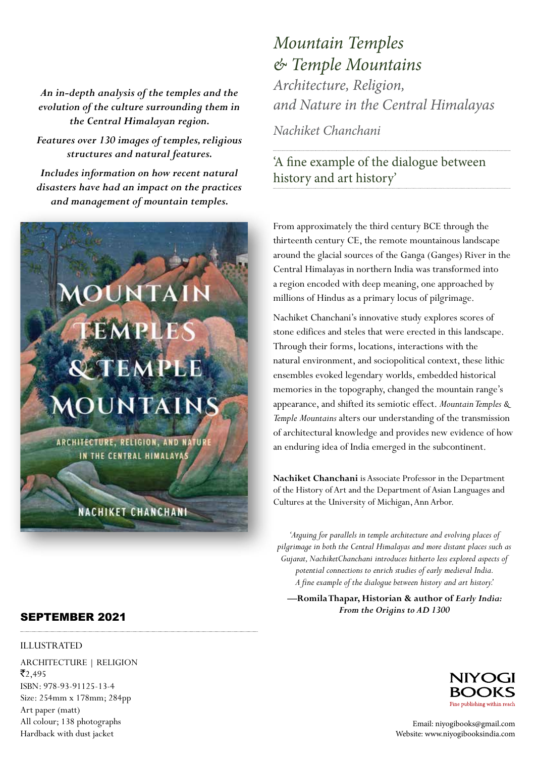# *Mountain Temples & Temple Mountains*

## *Architecture, Religion, and Nature in the Central Himalayas*

*Nachiket Chanchani*

'A fine example of the dialogue between history and art history'

***An in-depth analysis of the temples and the evolution of the culture surrounding them in the Central Himalayan region.***

***Features over 130 images of temples, religious structures and natural features.***

***Includes information on how recent natural disasters have had an impact on the practices and management of mountain temples.***

From approximately the third century BCE through the thirteenth century CE, the remote mountainous landscape around the glacial sources of the Ganga (Ganges) River in the Central Himalayas in northern India was transformed into a region encoded with deep meaning, one approached by millions of Hindus as a primary locus of pilgrimage.

Nachiket Chanchani's innovative study explores scores of stone edifices and steles that were erected in this landscape. Through their forms, locations, interactions with the natural environment, and sociopolitical context, these lithic ensembles evoked legendary worlds, embedded historical memories in the topography, changed the mountain range's appearance, and shifted its semiotic effect. *Mountain Temples & Temple Mountains* alters our understanding of the transmission of architectural knowledge and provides new evidence of how an enduring idea of India emerged in the subcontinent.

**Nachiket Chanchani** is Associate Professor in the Department of the History of Art and the Department of Asian Languages and Cultures at the University of Michigan, Ann Arbor.

*'Arguing for parallels in temple architecture and evolving places of pilgrimage in both the Central Himalayas and more distant places such as Gujarat, NachiketChanchani introduces hitherto less explored aspects of potential connections to enrich studies of early medieval India. A fine example of the dialogue between history and art history.'*

**—Romila Thapar, Historian & author of *Early India: From the Origins to AD 1300***

## SEPTEMBER 2021

ILLUSTRATED

ARCHITECTURE | RELIGION
₹2,495
ISBN: 978-93-91125-13-4
Size: 254mm x 178mm; 284pp
Art paper (matt)
All colour; 138 photographs
Hardback with dust jacket

NIYOGI BOOKS
Fine publishing within reach

Email: niyogibooks@gmail.com
Website: www.niyogibooksindia.com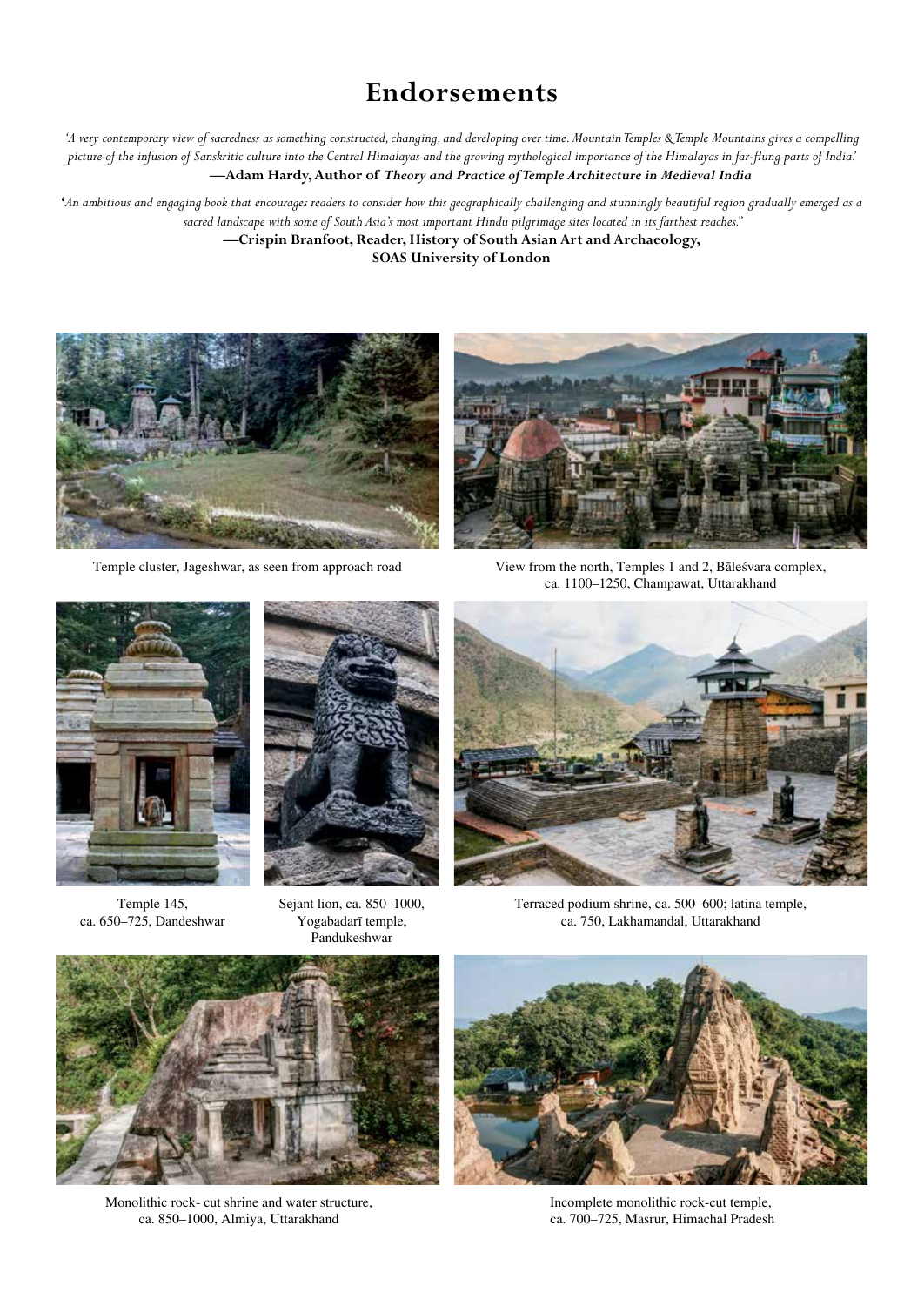# Endorsements

*'A very contemporary view of sacredness as something constructed, changing, and developing over time. Mountain Temples & Temple Mountains gives a compelling picture of the infusion of Sanskritic culture into the Central Himalayas and the growing mythological importance of the Himalayas in far-flung parts of India.'*

**—Adam Hardy, Author of *Theory and Practice of Temple Architecture in Medieval India***

*'An ambitious and engaging book that encourages readers to consider how this geographically challenging and stunningly beautiful region gradually emerged as a sacred landscape with some of South Asia's most important Hindu pilgrimage sites located in its farthest reaches.'*

**—Crispin Branfoot, Reader, History of South Asian Art and Archaeology, SOAS University of London**

Temple cluster, Jageshwar, as seen from approach road

View from the north, Temples 1 and 2, Bāleśvara complex, ca. 1100–1250, Champawat, Uttarakhand

Temple 145, ca. 650–725, Dandeshwar

Sejant lion, ca. 850–1000, Yogabadarī temple, Pandukeshwar

Terraced podium shrine, ca. 500–600; latina temple, ca. 750, Lakhamandal, Uttarakhand

Monolithic rock- cut shrine and water structure, ca. 850–1000, Almiya, Uttarakhand

Incomplete monolithic rock-cut temple, ca. 700–725, Masrur, Himachal Pradesh